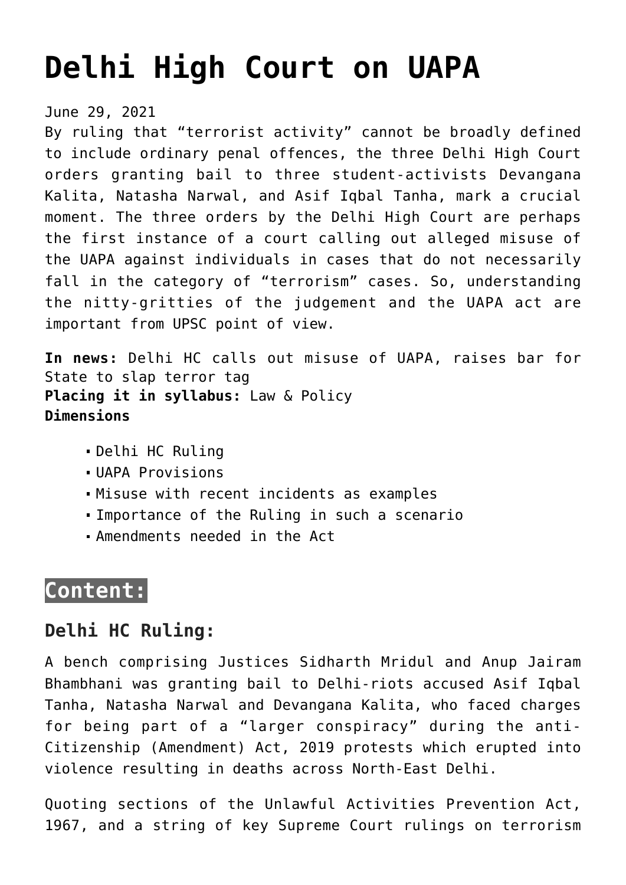# Delhi High Court on UAPA

June 29, 2021

By ruling that “terrorist activity” cannot be broadly defined to include ordinary penal offences, the three Delhi High Court orders granting bail to three student-activists Devangana Kalita, Natasha Narwal, and Asif Iqbal Tanha, mark a crucial moment. The three orders by the Delhi High Court are perhaps the first instance of a court calling out alleged misuse of the UAPA against individuals in cases that do not necessarily fall in the category of “terrorism” cases. So, understanding the nitty-gritties of the judgement and the UAPA act are important from UPSC point of view.

**In news:** Delhi HC calls out misuse of UAPA, raises bar for State to slap terror tag
**Placing it in syllabus:** Law & Policy
**Dimensions**

- Delhi HC Ruling
- UAPA Provisions
- Misuse with recent incidents as examples
- Importance of the Ruling in such a scenario
- Amendments needed in the Act

## Content:

### Delhi HC Ruling:

A bench comprising Justices Sidharth Mridul and Anup Jairam Bhambhani was granting bail to Delhi-riots accused Asif Iqbal Tanha, Natasha Narwal and Devangana Kalita, who faced charges for being part of a “larger conspiracy” during the anti-Citizenship (Amendment) Act, 2019 protests which erupted into violence resulting in deaths across North-East Delhi.

Quoting sections of the Unlawful Activities Prevention Act, 1967, and a string of key Supreme Court rulings on terrorism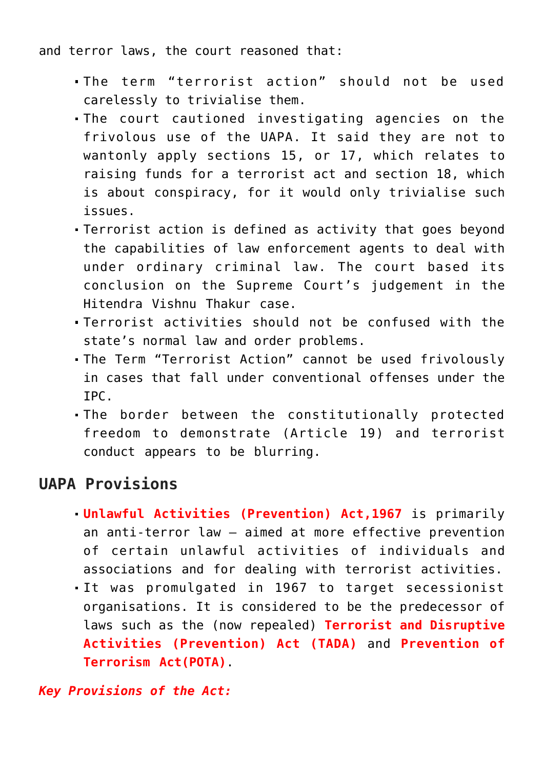and terror laws, the court reasoned that:

- The term "terrorist action" should not be used carelessly to trivialise them.
- The court cautioned investigating agencies on the frivolous use of the UAPA. It said they are not to wantonly apply sections 15, or 17, which relates to raising funds for a terrorist act and section 18, which is about conspiracy, for it would only trivialise such issues.
- Terrorist action is defined as activity that goes beyond the capabilities of law enforcement agents to deal with under ordinary criminal law. The court based its conclusion on the Supreme Court's judgement in the Hitendra Vishnu Thakur case.
- Terrorist activities should not be confused with the state's normal law and order problems.
- The Term "Terrorist Action" cannot be used frivolously in cases that fall under conventional offenses under the IPC.
- The border between the constitutionally protected freedom to demonstrate (Article 19) and terrorist conduct appears to be blurring.

## UAPA Provisions

- **Unlawful Activities (Prevention) Act,1967** is primarily an anti-terror law – aimed at more effective prevention of certain unlawful activities of individuals and associations and for dealing with terrorist activities.
- It was promulgated in 1967 to target secessionist organisations. It is considered to be the predecessor of laws such as the (now repealed) **Terrorist and Disruptive Activities (Prevention) Act (TADA)** and **Prevention of Terrorism Act(POTA)**.

***Key Provisions of the Act:***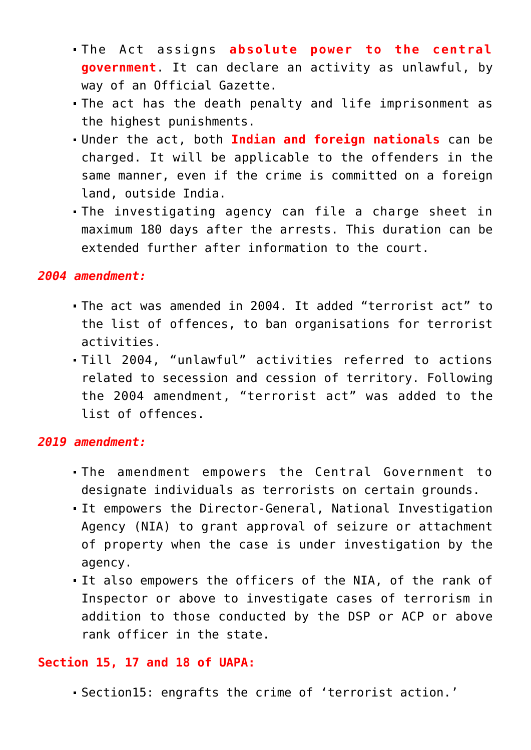- The Act assigns **absolute power to the central government**. It can declare an activity as unlawful, by way of an Official Gazette.
- The act has the death penalty and life imprisonment as the highest punishments.
- Under the act, both **Indian and foreign nationals** can be charged. It will be applicable to the offenders in the same manner, even if the crime is committed on a foreign land, outside India.
- The investigating agency can file a charge sheet in maximum 180 days after the arrests. This duration can be extended further after information to the court.

***2004 amendment:***

- The act was amended in 2004. It added “terrorist act” to the list of offences, to ban organisations for terrorist activities.
- Till 2004, “unlawful” activities referred to actions related to secession and cession of territory. Following the 2004 amendment, “terrorist act” was added to the list of offences.

***2019 amendment:***

- The amendment empowers the Central Government to designate individuals as terrorists on certain grounds.
- It empowers the Director-General, National Investigation Agency (NIA) to grant approval of seizure or attachment of property when the case is under investigation by the agency.
- It also empowers the officers of the NIA, of the rank of Inspector or above to investigate cases of terrorism in addition to those conducted by the DSP or ACP or above rank officer in the state.

**Section 15, 17 and 18 of UAPA:**

- Section15: engrafts the crime of ‘terrorist action.’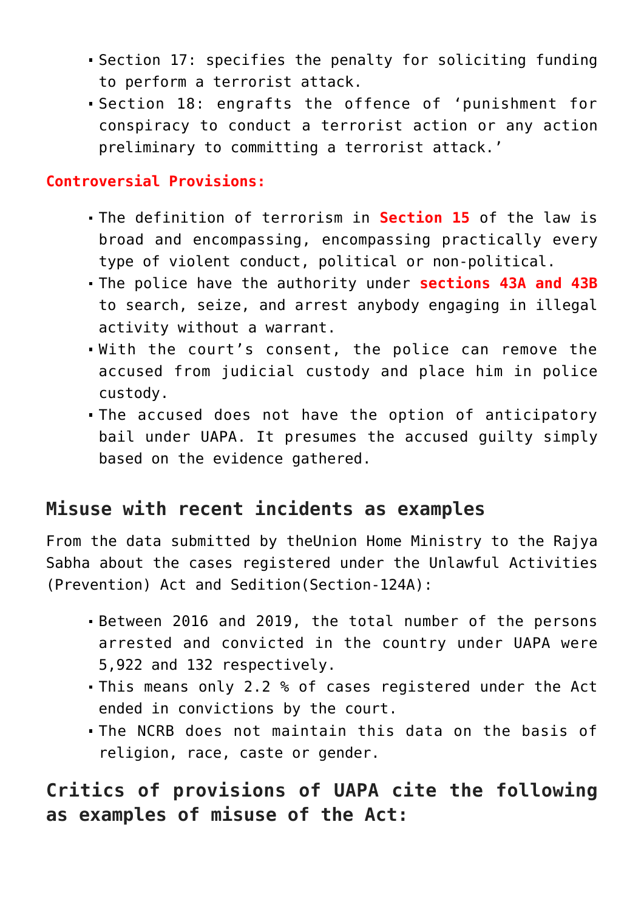- Section 17: specifies the penalty for soliciting funding to perform a terrorist attack.
- Section 18: engrafts the offence of 'punishment for conspiracy to conduct a terrorist action or any action preliminary to committing a terrorist attack.'

**Controversial Provisions:**

- The definition of terrorism in **Section 15** of the law is broad and encompassing, encompassing practically every type of violent conduct, political or non-political.
- The police have the authority under **sections 43A and 43B** to search, seize, and arrest anybody engaging in illegal activity without a warrant.
- With the court's consent, the police can remove the accused from judicial custody and place him in police custody.
- The accused does not have the option of anticipatory bail under UAPA. It presumes the accused guilty simply based on the evidence gathered.

## Misuse with recent incidents as examples

From the data submitted by theUnion Home Ministry to the Rajya Sabha about the cases registered under the Unlawful Activities (Prevention) Act and Sedition(Section-124A):

- Between 2016 and 2019, the total number of the persons arrested and convicted in the country under UAPA were 5,922 and 132 respectively.
- This means only 2.2 % of cases registered under the Act ended in convictions by the court.
- The NCRB does not maintain this data on the basis of religion, race, caste or gender.

## Critics of provisions of UAPA cite the following as examples of misuse of the Act: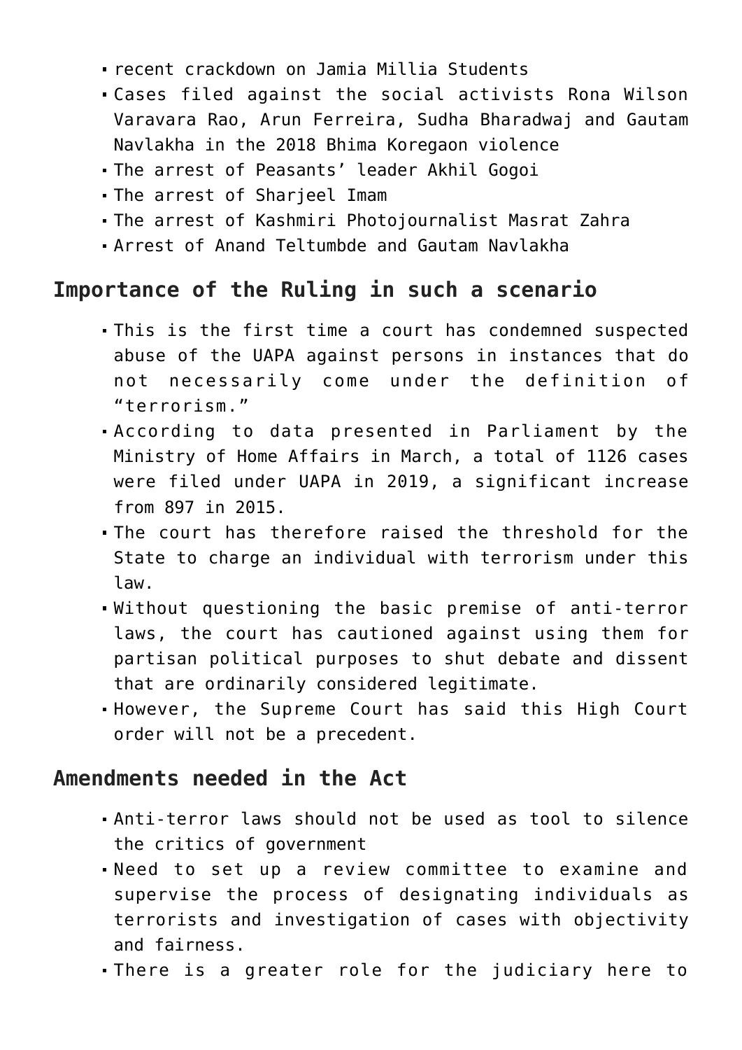- recent crackdown on Jamia Millia Students
- Cases filed against the social activists Rona Wilson Varavara Rao, Arun Ferreira, Sudha Bharadwaj and Gautam Navlakha in the 2018 Bhima Koregaon violence
- The arrest of Peasants' leader Akhil Gogoi
- The arrest of Sharjeel Imam
- The arrest of Kashmiri Photojournalist Masrat Zahra
- Arrest of Anand Teltumbde and Gautam Navlakha

## Importance of the Ruling in such a scenario

- This is the first time a court has condemned suspected abuse of the UAPA against persons in instances that do not necessarily come under the definition of "terrorism."
- According to data presented in Parliament by the Ministry of Home Affairs in March, a total of 1126 cases were filed under UAPA in 2019, a significant increase from 897 in 2015.
- The court has therefore raised the threshold for the State to charge an individual with terrorism under this law.
- Without questioning the basic premise of anti-terror laws, the court has cautioned against using them for partisan political purposes to shut debate and dissent that are ordinarily considered legitimate.
- However, the Supreme Court has said this High Court order will not be a precedent.

## Amendments needed in the Act

- Anti-terror laws should not be used as tool to silence the critics of government
- Need to set up a review committee to examine and supervise the process of designating individuals as terrorists and investigation of cases with objectivity and fairness.
- There is a greater role for the judiciary here to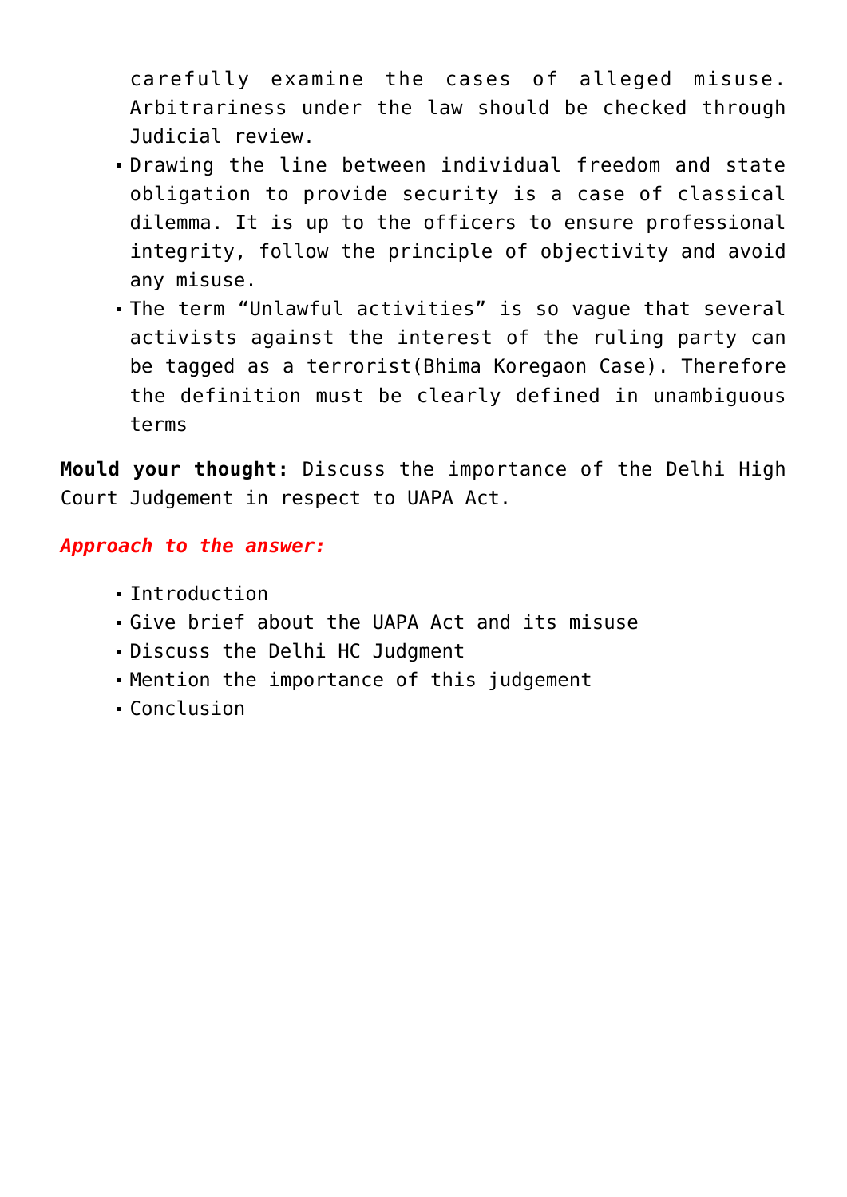carefully examine the cases of alleged misuse. Arbitrariness under the law should be checked through Judicial review.

- Drawing the line between individual freedom and state obligation to provide security is a case of classical dilemma. It is up to the officers to ensure professional integrity, follow the principle of objectivity and avoid any misuse.
- The term "Unlawful activities" is so vague that several activists against the interest of the ruling party can be tagged as a terrorist(Bhima Koregaon Case). Therefore the definition must be clearly defined in unambiguous terms

**Mould your thought:** Discuss the importance of the Delhi High Court Judgement in respect to UAPA Act.

***Approach to the answer:***

- Introduction
- Give brief about the UAPA Act and its misuse
- Discuss the Delhi HC Judgment
- Mention the importance of this judgement
- Conclusion